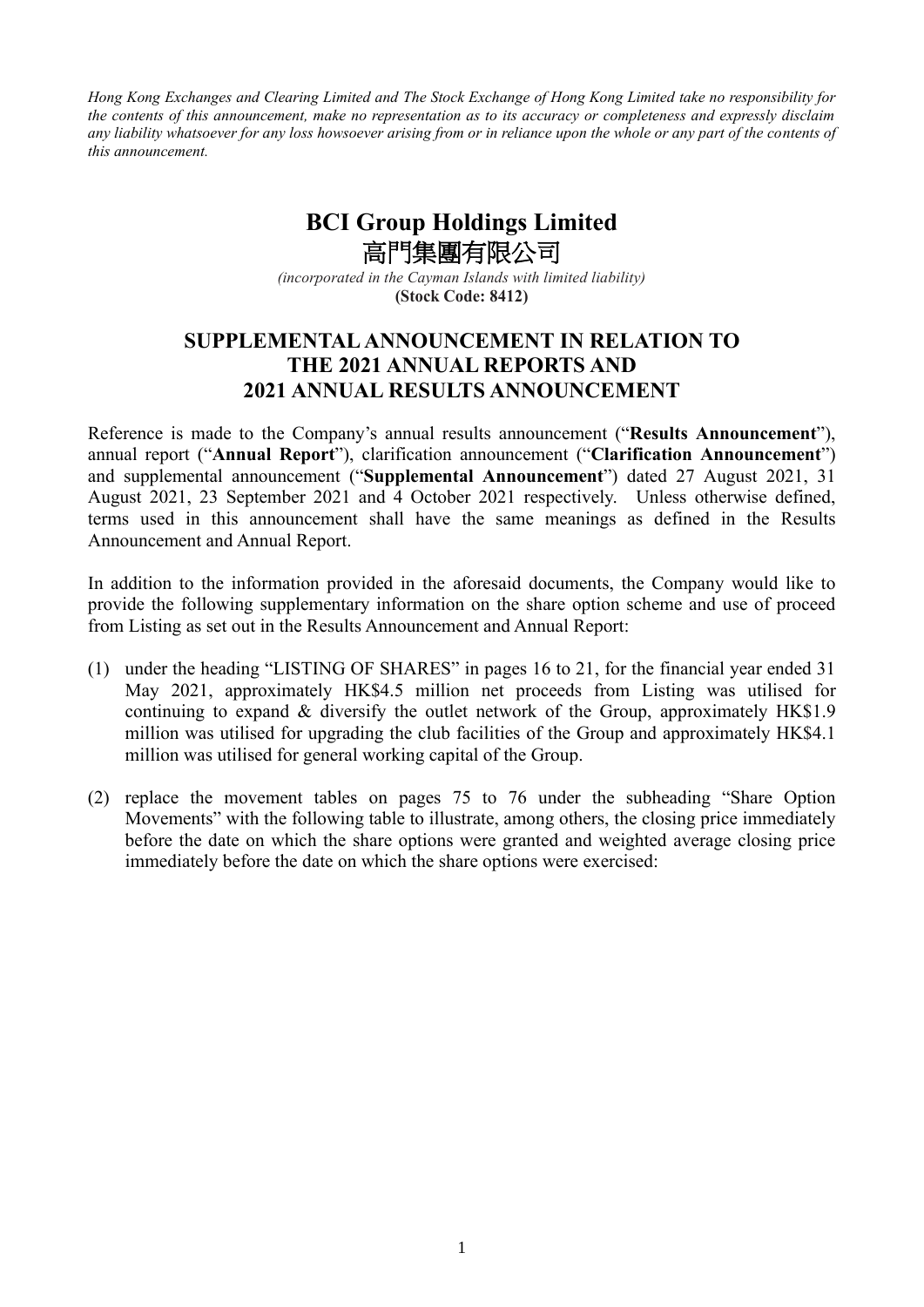*Hong Kong Exchanges and Clearing Limited and The Stock Exchange of Hong Kong Limited take no responsibility for the contents of this announcement, make no representation as to its accuracy or completeness and expressly disclaim any liability whatsoever for any loss howsoever arising from or in reliance upon the whole or any part of the contents of this announcement.*

# BCI Group Holdings Limited
# 高門集團有限公司

*(incorporated in the Cayman Islands with limited liability)*
**(Stock Code: 8412)**

## SUPPLEMENTAL ANNOUNCEMENT IN RELATION TO THE 2021 ANNUAL REPORTS AND 2021 ANNUAL RESULTS ANNOUNCEMENT

Reference is made to the Company's annual results announcement ("**Results Announcement**"), annual report ("**Annual Report**"), clarification announcement ("**Clarification Announcement**") and supplemental announcement ("**Supplemental Announcement**") dated 27 August 2021, 31 August 2021, 23 September 2021 and 4 October 2021 respectively. Unless otherwise defined, terms used in this announcement shall have the same meanings as defined in the Results Announcement and Annual Report.

In addition to the information provided in the aforesaid documents, the Company would like to provide the following supplementary information on the share option scheme and use of proceed from Listing as set out in the Results Announcement and Annual Report:

(1) under the heading "LISTING OF SHARES" in pages 16 to 21, for the financial year ended 31 May 2021, approximately HK$4.5 million net proceeds from Listing was utilised for continuing to expand & diversify the outlet network of the Group, approximately HK$1.9 million was utilised for upgrading the club facilities of the Group and approximately HK$4.1 million was utilised for general working capital of the Group.

(2) replace the movement tables on pages 75 to 76 under the subheading "Share Option Movements" with the following table to illustrate, among others, the closing price immediately before the date on which the share options were granted and weighted average closing price immediately before the date on which the share options were exercised: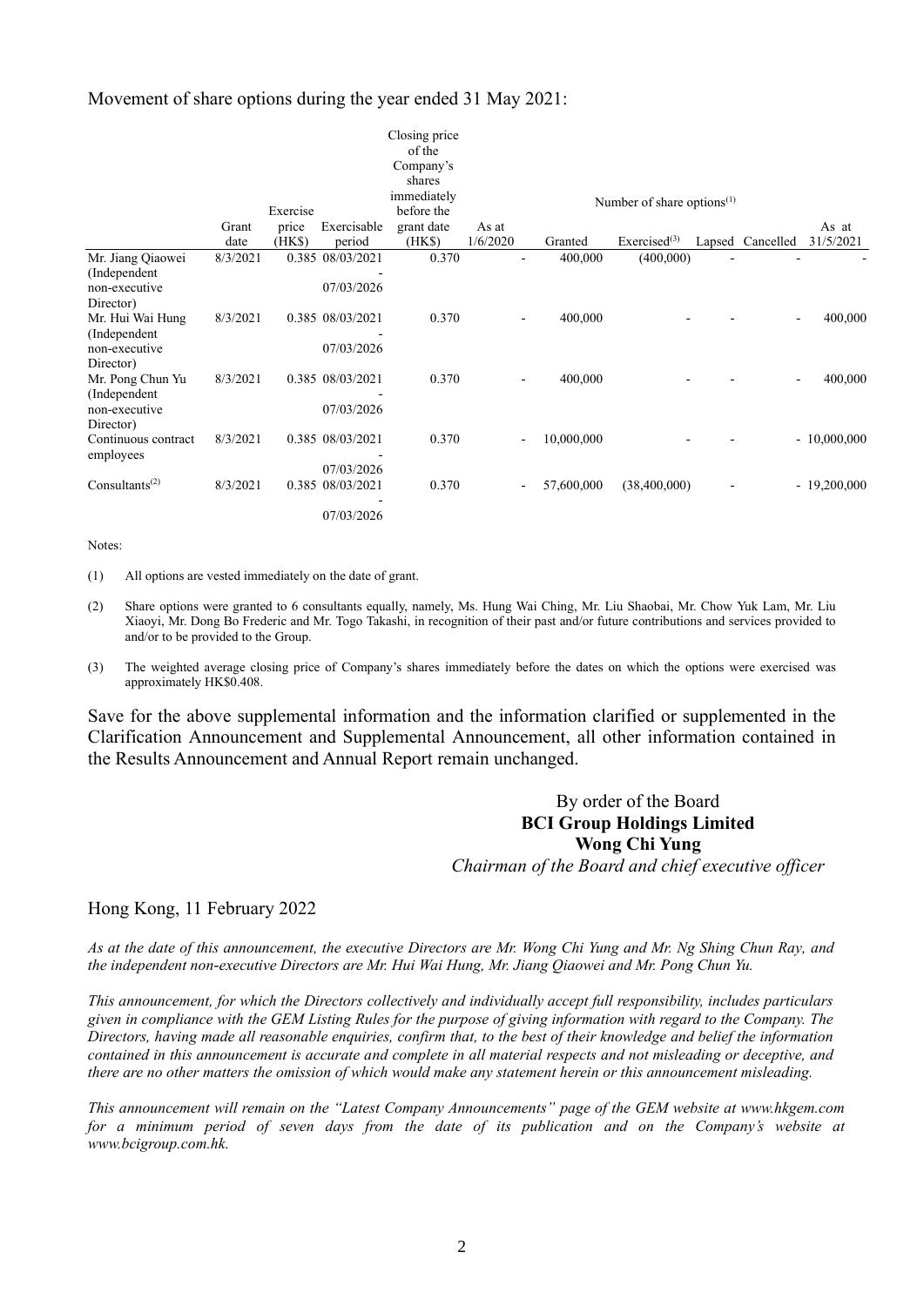Movement of share options during the year ended 31 May 2021:

| | Grant date | Exercise price (HK$) | Exercisable period | Closing price of the Company's shares immediately before the grant date (HK$) | Number of share options[(1)] | | | | | |
|---|---|---|---|---|---|---|---|---|---|---|
| | | | | | As at 1/6/2020 | Granted | Exercised[(3)] | Lapsed | Cancelled | As at 31/5/2021 |
| Mr. Jiang Qiaowei (Independent non-executive Director) | 8/3/2021 | 0.385 | 08/03/2021 - 07/03/2026 | 0.370 | - | 400,000 | (400,000) | - | - | - |
| Mr. Hui Wai Hung (Independent non-executive Director) | 8/3/2021 | 0.385 | 08/03/2021 - 07/03/2026 | 0.370 | - | 400,000 | - | - | - | 400,000 |
| Mr. Pong Chun Yu (Independent non-executive Director) | 8/3/2021 | 0.385 | 08/03/2021 - 07/03/2026 | 0.370 | - | 400,000 | - | - | - | 400,000 |
| Continuous contract employees | 8/3/2021 | 0.385 | 08/03/2021 - 07/03/2026 | 0.370 | - | 10,000,000 | - | - | - | 10,000,000 |
| Consultants[(2)] | 8/3/2021 | 0.385 | 08/03/2021 - 07/03/2026 | 0.370 | - | 57,600,000 | (38,400,000) | - | - | 19,200,000 |

Notes:

(1) All options are vested immediately on the date of grant.

(2) Share options were granted to 6 consultants equally, namely, Ms. Hung Wai Ching, Mr. Liu Shaobai, Mr. Chow Yuk Lam, Mr. Liu Xiaoyi, Mr. Dong Bo Frederic and Mr. Togo Takashi, in recognition of their past and/or future contributions and services provided to and/or to be provided to the Group.

(3) The weighted average closing price of Company's shares immediately before the dates on which the options were exercised was approximately HK$0.408.

Save for the above supplemental information and the information clarified or supplemented in the Clarification Announcement and Supplemental Announcement, all other information contained in the Results Announcement and Annual Report remain unchanged.

By order of the Board
**BCI Group Holdings Limited**
**Wong Chi Yung**
*Chairman of the Board and chief executive officer*

Hong Kong, 11 February 2022

*As at the date of this announcement, the executive Directors are Mr. Wong Chi Yung and Mr. Ng Shing Chun Ray, and the independent non-executive Directors are Mr. Hui Wai Hung, Mr. Jiang Qiaowei and Mr. Pong Chun Yu.*

*This announcement, for which the Directors collectively and individually accept full responsibility, includes particulars given in compliance with the GEM Listing Rules for the purpose of giving information with regard to the Company. The Directors, having made all reasonable enquiries, confirm that, to the best of their knowledge and belief the information contained in this announcement is accurate and complete in all material respects and not misleading or deceptive, and there are no other matters the omission of which would make any statement herein or this announcement misleading.*

*This announcement will remain on the "Latest Company Announcements" page of the GEM website at www.hkgem.com for a minimum period of seven days from the date of its publication and on the Company's website at www.bcigroup.com.hk.*